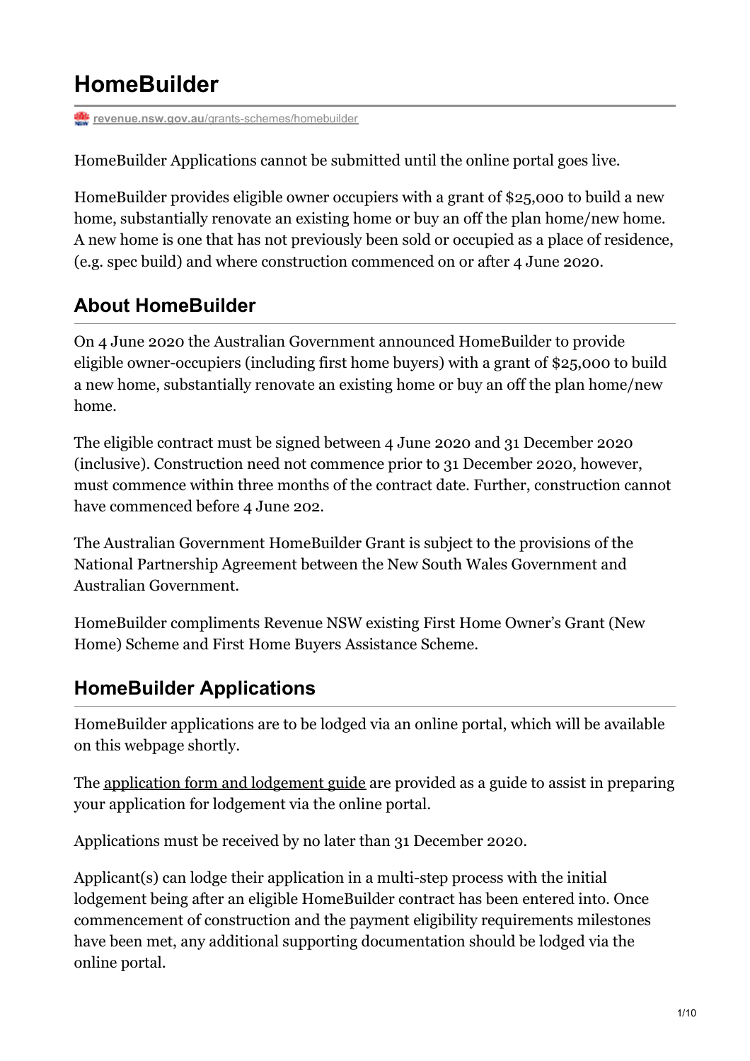# HomeBuilder

revenue.nsw.gov.au/grants-schemes/homebuilder

HomeBuilder Applications cannot be submitted until the online portal goes live.

HomeBuilder provides eligible owner occupiers with a grant of $25,000 to build a new home, substantially renovate an existing home or buy an off the plan home/new home. A new home is one that has not previously been sold or occupied as a place of residence, (e.g. spec build) and where construction commenced on or after 4 June 2020.

## About HomeBuilder

On 4 June 2020 the Australian Government announced HomeBuilder to provide eligible owner-occupiers (including first home buyers) with a grant of $25,000 to build a new home, substantially renovate an existing home or buy an off the plan home/new home.

The eligible contract must be signed between 4 June 2020 and 31 December 2020 (inclusive). Construction need not commence prior to 31 December 2020, however, must commence within three months of the contract date. Further, construction cannot have commenced before 4 June 202.

The Australian Government HomeBuilder Grant is subject to the provisions of the National Partnership Agreement between the New South Wales Government and Australian Government.

HomeBuilder compliments Revenue NSW existing First Home Owner's Grant (New Home) Scheme and First Home Buyers Assistance Scheme.

## HomeBuilder Applications

HomeBuilder applications are to be lodged via an online portal, which will be available on this webpage shortly.

The application form and lodgement guide are provided as a guide to assist in preparing your application for lodgement via the online portal.

Applications must be received by no later than 31 December 2020.

Applicant(s) can lodge their application in a multi-step process with the initial lodgement being after an eligible HomeBuilder contract has been entered into. Once commencement of construction and the payment eligibility requirements milestones have been met, any additional supporting documentation should be lodged via the online portal.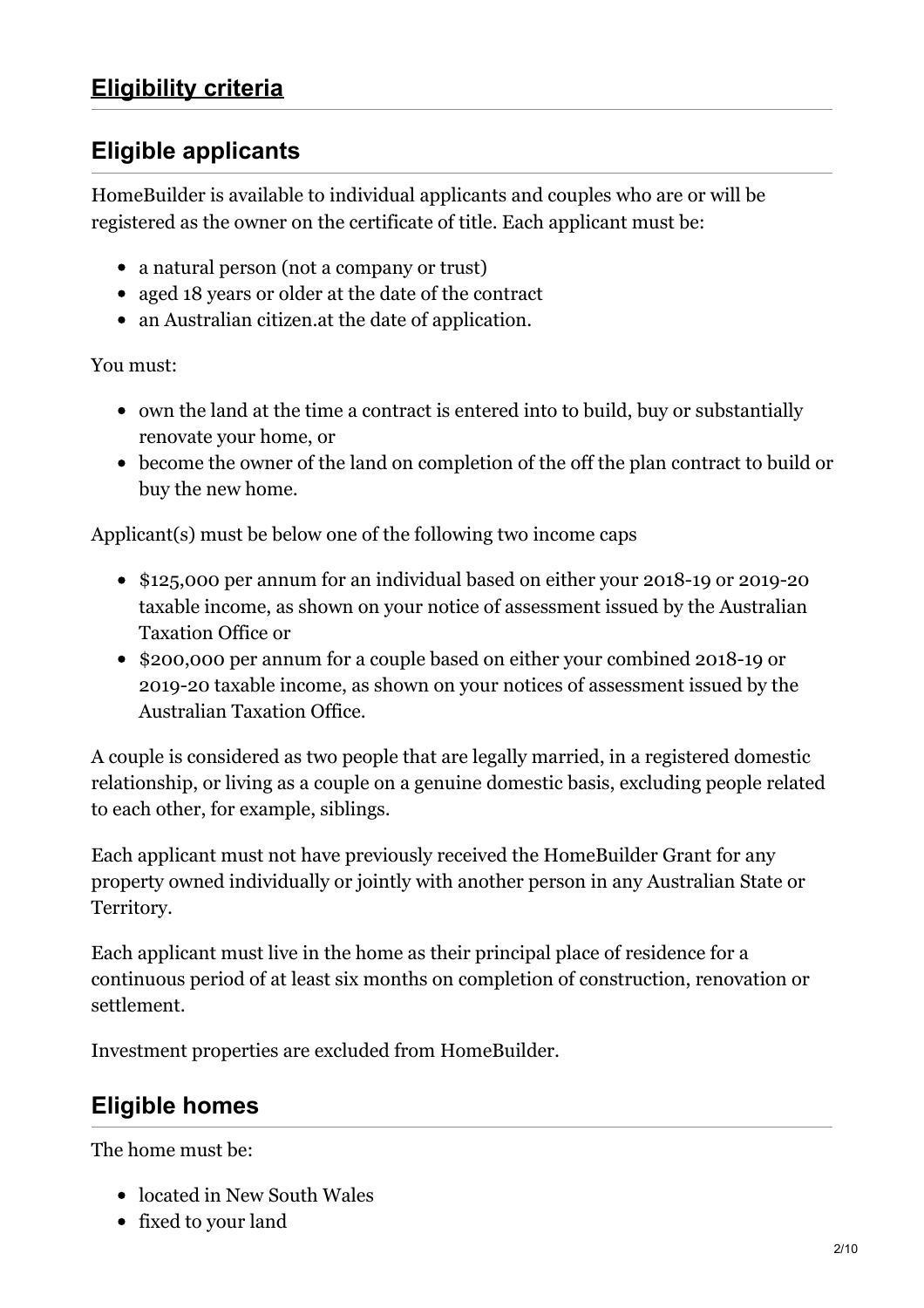## Eligibility criteria

## Eligible applicants

HomeBuilder is available to individual applicants and couples who are or will be registered as the owner on the certificate of title. Each applicant must be:

- a natural person (not a company or trust)
- aged 18 years or older at the date of the contract
- an Australian citizen.at the date of application.

You must:

- own the land at the time a contract is entered into to build, buy or substantially renovate your home, or
- become the owner of the land on completion of the off the plan contract to build or buy the new home.

Applicant(s) must be below one of the following two income caps

- $125,000 per annum for an individual based on either your 2018-19 or 2019-20 taxable income, as shown on your notice of assessment issued by the Australian Taxation Office or
- $200,000 per annum for a couple based on either your combined 2018-19 or 2019-20 taxable income, as shown on your notices of assessment issued by the Australian Taxation Office.

A couple is considered as two people that are legally married, in a registered domestic relationship, or living as a couple on a genuine domestic basis, excluding people related to each other, for example, siblings.

Each applicant must not have previously received the HomeBuilder Grant for any property owned individually or jointly with another person in any Australian State or Territory.

Each applicant must live in the home as their principal place of residence for a continuous period of at least six months on completion of construction, renovation or settlement.

Investment properties are excluded from HomeBuilder.

## Eligible homes

The home must be:

- located in New South Wales
- fixed to your land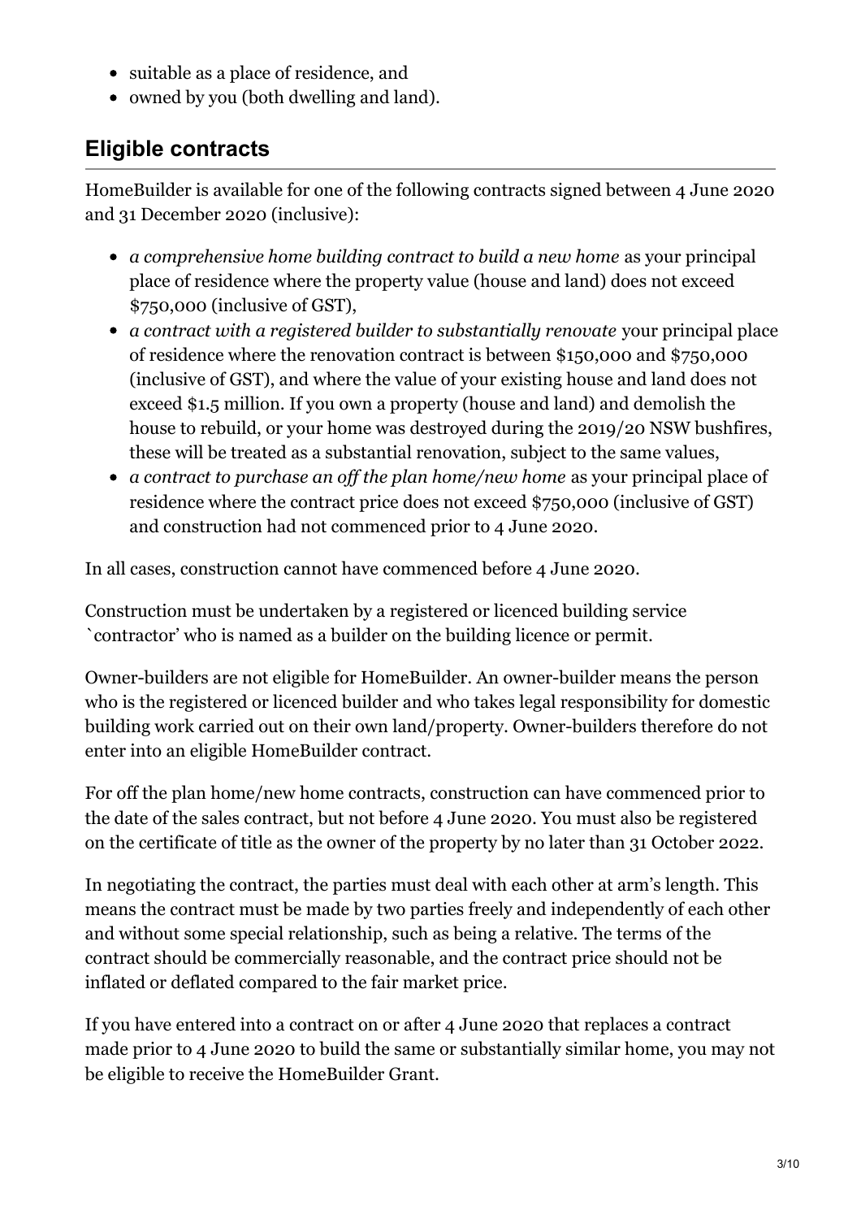- suitable as a place of residence, and
- owned by you (both dwelling and land).

## Eligible contracts

HomeBuilder is available for one of the following contracts signed between 4 June 2020 and 31 December 2020 (inclusive):

- *a comprehensive home building contract to build a new home* as your principal place of residence where the property value (house and land) does not exceed $750,000 (inclusive of GST),
- *a contract with a registered builder to substantially renovate* your principal place of residence where the renovation contract is between $150,000 and $750,000 (inclusive of GST), and where the value of your existing house and land does not exceed $1.5 million. If you own a property (house and land) and demolish the house to rebuild, or your home was destroyed during the 2019/20 NSW bushfires, these will be treated as a substantial renovation, subject to the same values,
- *a contract to purchase an off the plan home/new home* as your principal place of residence where the contract price does not exceed $750,000 (inclusive of GST) and construction had not commenced prior to 4 June 2020.

In all cases, construction cannot have commenced before 4 June 2020.

Construction must be undertaken by a registered or licenced building service `contractor' who is named as a builder on the building licence or permit.

Owner-builders are not eligible for HomeBuilder. An owner-builder means the person who is the registered or licenced builder and who takes legal responsibility for domestic building work carried out on their own land/property. Owner-builders therefore do not enter into an eligible HomeBuilder contract.

For off the plan home/new home contracts, construction can have commenced prior to the date of the sales contract, but not before 4 June 2020. You must also be registered on the certificate of title as the owner of the property by no later than 31 October 2022.

In negotiating the contract, the parties must deal with each other at arm's length. This means the contract must be made by two parties freely and independently of each other and without some special relationship, such as being a relative. The terms of the contract should be commercially reasonable, and the contract price should not be inflated or deflated compared to the fair market price.

If you have entered into a contract on or after 4 June 2020 that replaces a contract made prior to 4 June 2020 to build the same or substantially similar home, you may not be eligible to receive the HomeBuilder Grant.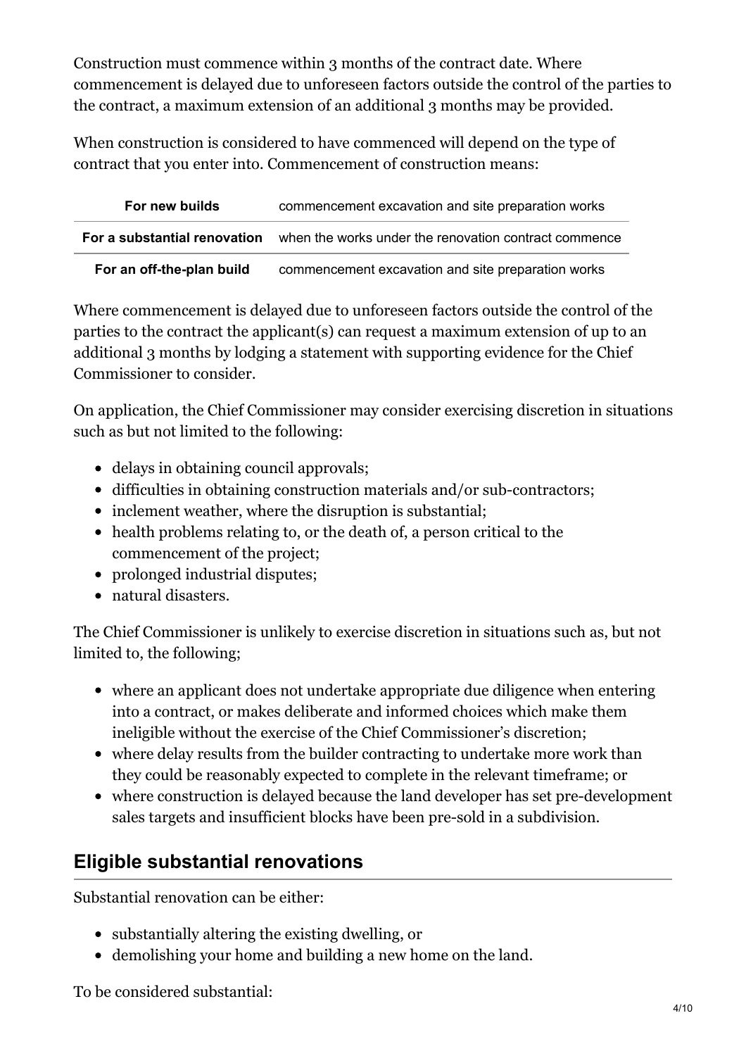Construction must commence within 3 months of the contract date. Where commencement is delayed due to unforeseen factors outside the control of the parties to the contract, a maximum extension of an additional 3 months may be provided.

When construction is considered to have commenced will depend on the type of contract that you enter into. Commencement of construction means:

| | |
|---|---|
| **For new builds** | commencement excavation and site preparation works |
| **For a substantial renovation** | when the works under the renovation contract commence |
| **For an off-the-plan build** | commencement excavation and site preparation works |

Where commencement is delayed due to unforeseen factors outside the control of the parties to the contract the applicant(s) can request a maximum extension of up to an additional 3 months by lodging a statement with supporting evidence for the Chief Commissioner to consider.

On application, the Chief Commissioner may consider exercising discretion in situations such as but not limited to the following:

- delays in obtaining council approvals;
- difficulties in obtaining construction materials and/or sub-contractors;
- inclement weather, where the disruption is substantial;
- health problems relating to, or the death of, a person critical to the commencement of the project;
- prolonged industrial disputes;
- natural disasters.

The Chief Commissioner is unlikely to exercise discretion in situations such as, but not limited to, the following;

- where an applicant does not undertake appropriate due diligence when entering into a contract, or makes deliberate and informed choices which make them ineligible without the exercise of the Chief Commissioner's discretion;
- where delay results from the builder contracting to undertake more work than they could be reasonably expected to complete in the relevant timeframe; or
- where construction is delayed because the land developer has set pre-development sales targets and insufficient blocks have been pre-sold in a subdivision.

## Eligible substantial renovations

Substantial renovation can be either:

- substantially altering the existing dwelling, or
- demolishing your home and building a new home on the land.

To be considered substantial: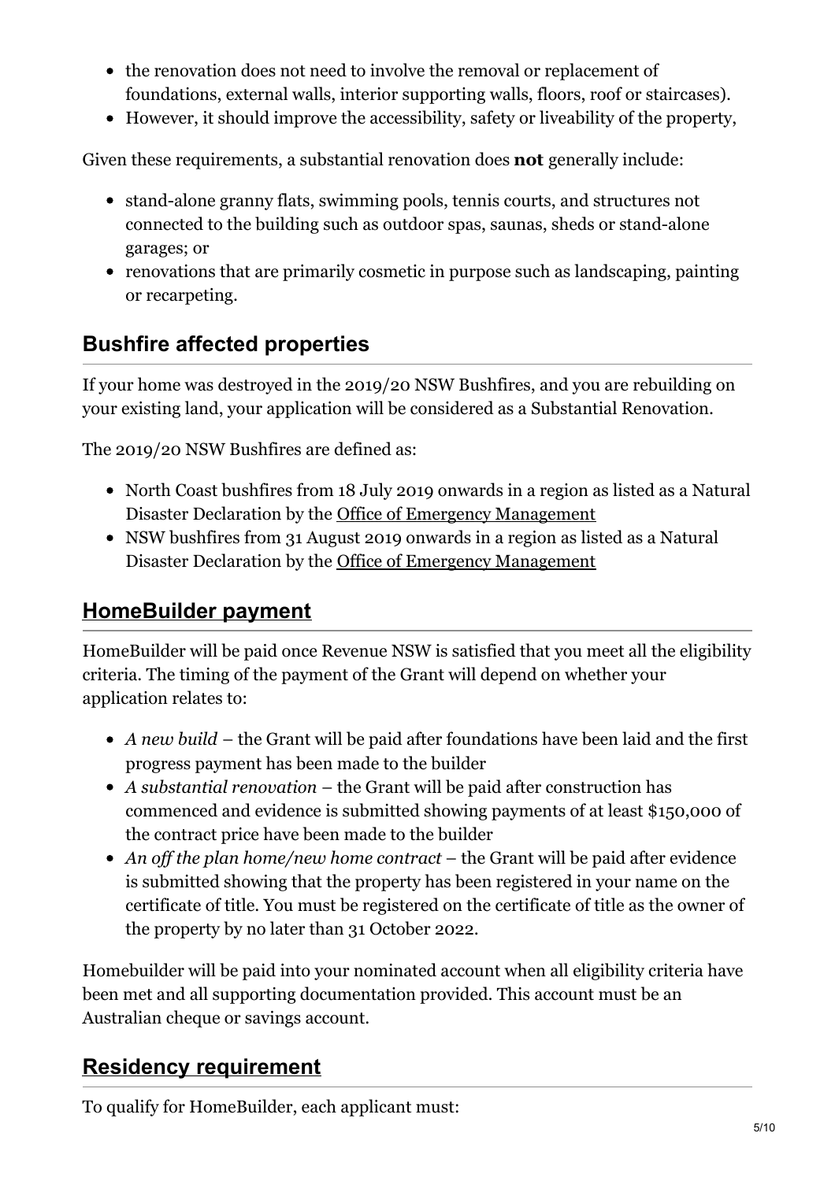- the renovation does not need to involve the removal or replacement of foundations, external walls, interior supporting walls, floors, roof or staircases).
- However, it should improve the accessibility, safety or liveability of the property,

Given these requirements, a substantial renovation does **not** generally include:

- stand-alone granny flats, swimming pools, tennis courts, and structures not connected to the building such as outdoor spas, saunas, sheds or stand-alone garages; or
- renovations that are primarily cosmetic in purpose such as landscaping, painting or recarpeting.

## Bushfire affected properties

If your home was destroyed in the 2019/20 NSW Bushfires, and you are rebuilding on your existing land, your application will be considered as a Substantial Renovation.

The 2019/20 NSW Bushfires are defined as:

- North Coast bushfires from 18 July 2019 onwards in a region as listed as a Natural Disaster Declaration by the Office of Emergency Management
- NSW bushfires from 31 August 2019 onwards in a region as listed as a Natural Disaster Declaration by the Office of Emergency Management

## HomeBuilder payment

HomeBuilder will be paid once Revenue NSW is satisfied that you meet all the eligibility criteria. The timing of the payment of the Grant will depend on whether your application relates to:

- *A new build* – the Grant will be paid after foundations have been laid and the first progress payment has been made to the builder
- *A substantial renovation* – the Grant will be paid after construction has commenced and evidence is submitted showing payments of at least $150,000 of the contract price have been made to the builder
- *An off the plan home/new home contract* – the Grant will be paid after evidence is submitted showing that the property has been registered in your name on the certificate of title. You must be registered on the certificate of title as the owner of the property by no later than 31 October 2022.

Homebuilder will be paid into your nominated account when all eligibility criteria have been met and all supporting documentation provided. This account must be an Australian cheque or savings account.

## Residency requirement

To qualify for HomeBuilder, each applicant must: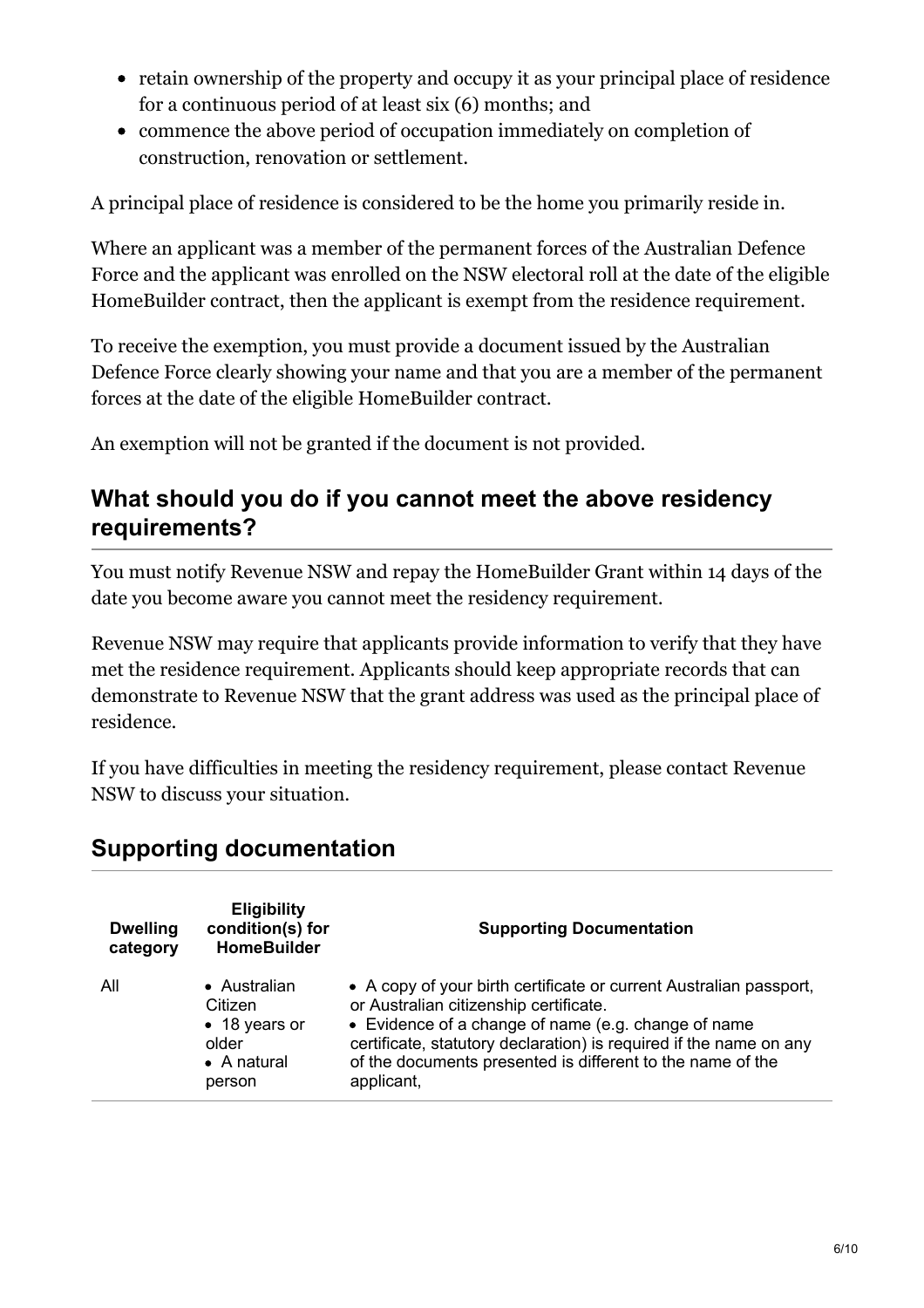- retain ownership of the property and occupy it as your principal place of residence for a continuous period of at least six (6) months; and
- commence the above period of occupation immediately on completion of construction, renovation or settlement.

A principal place of residence is considered to be the home you primarily reside in.

Where an applicant was a member of the permanent forces of the Australian Defence Force and the applicant was enrolled on the NSW electoral roll at the date of the eligible HomeBuilder contract, then the applicant is exempt from the residence requirement.

To receive the exemption, you must provide a document issued by the Australian Defence Force clearly showing your name and that you are a member of the permanent forces at the date of the eligible HomeBuilder contract.

An exemption will not be granted if the document is not provided.

## What should you do if you cannot meet the above residency requirements?

You must notify Revenue NSW and repay the HomeBuilder Grant within 14 days of the date you become aware you cannot meet the residency requirement.

Revenue NSW may require that applicants provide information to verify that they have met the residence requirement. Applicants should keep appropriate records that can demonstrate to Revenue NSW that the grant address was used as the principal place of residence.

If you have difficulties in meeting the residency requirement, please contact Revenue NSW to discuss your situation.

## Supporting documentation

| Dwelling category | Eligibility condition(s) for HomeBuilder | Supporting Documentation |
|---|---|---|
| All | • Australian Citizen<br>• 18 years or older<br>• A natural person | • A copy of your birth certificate or current Australian passport, or Australian citizenship certificate.<br>• Evidence of a change of name (e.g. change of name certificate, statutory declaration) is required if the name on any of the documents presented is different to the name of the applicant, |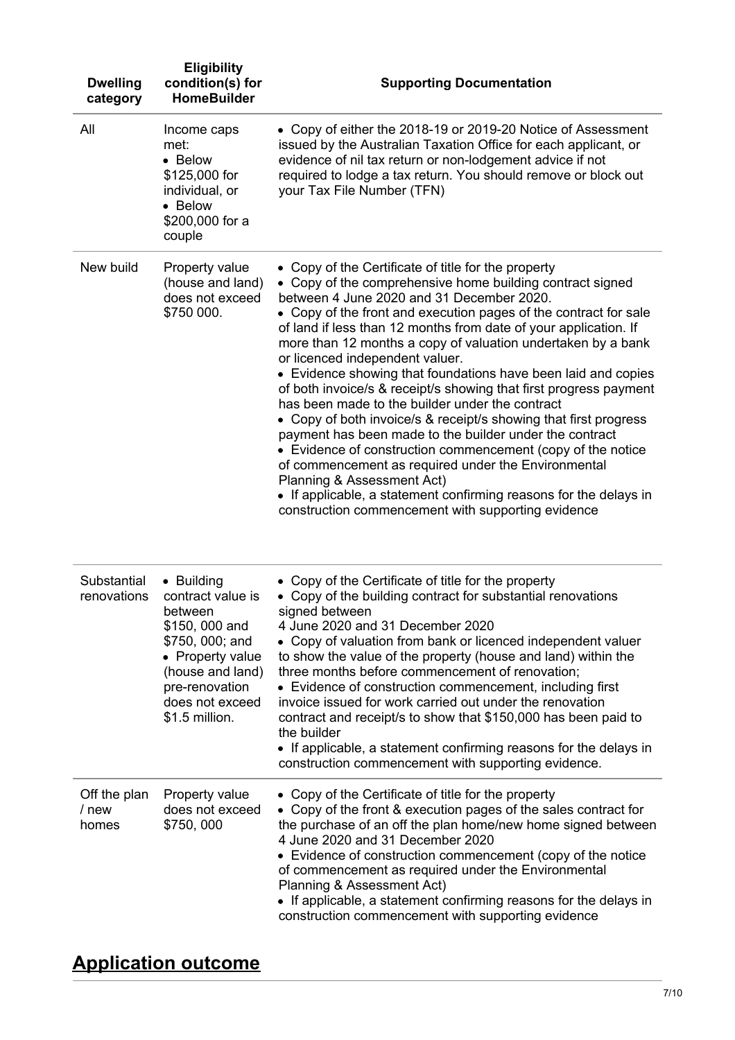| Dwelling category | Eligibility condition(s) for HomeBuilder | Supporting Documentation |
|---|---|---|
| All | Income caps met:<br>• Below \$125,000 for individual, or<br>• Below \$200,000 for a couple | • Copy of either the 2018-19 or 2019-20 Notice of Assessment issued by the Australian Taxation Office for each applicant, or evidence of nil tax return or non-lodgement advice if not required to lodge a tax return. You should remove or block out your Tax File Number (TFN) |
| New build | Property value (house and land) does not exceed \$750 000. | • Copy of the Certificate of title for the property<br>• Copy of the comprehensive home building contract signed between 4 June 2020 and 31 December 2020.<br>• Copy of the front and execution pages of the contract for sale of land if less than 12 months from date of your application. If more than 12 months a copy of valuation undertaken by a bank or licenced independent valuer.<br>• Evidence showing that foundations have been laid and copies of both invoice/s & receipt/s showing that first progress payment has been made to the builder under the contract<br>• Copy of both invoice/s & receipt/s showing that first progress payment has been made to the builder under the contract<br>• Evidence of construction commencement (copy of the notice of commencement as required under the Environmental Planning & Assessment Act)<br>• If applicable, a statement confirming reasons for the delays in construction commencement with supporting evidence |
| Substantial renovations | • Building contract value is between \$150, 000 and \$750, 000; and<br>• Property value (house and land) pre-renovation does not exceed \$1.5 million. | • Copy of the Certificate of title for the property<br>• Copy of the building contract for substantial renovations signed between 4 June 2020 and 31 December 2020<br>• Copy of valuation from bank or licenced independent valuer to show the value of the property (house and land) within the three months before commencement of renovation;<br>• Evidence of construction commencement, including first invoice issued for work carried out under the renovation contract and receipt/s to show that \$150,000 has been paid to the builder<br>• If applicable, a statement confirming reasons for the delays in construction commencement with supporting evidence. |
| Off the plan / new homes | Property value does not exceed \$750, 000 | • Copy of the Certificate of title for the property<br>• Copy of the front & execution pages of the sales contract for the purchase of an off the plan home/new home signed between 4 June 2020 and 31 December 2020<br>• Evidence of construction commencement (copy of the notice of commencement as required under the Environmental Planning & Assessment Act)<br>• If applicable, a statement confirming reasons for the delays in construction commencement with supporting evidence |

## Application outcome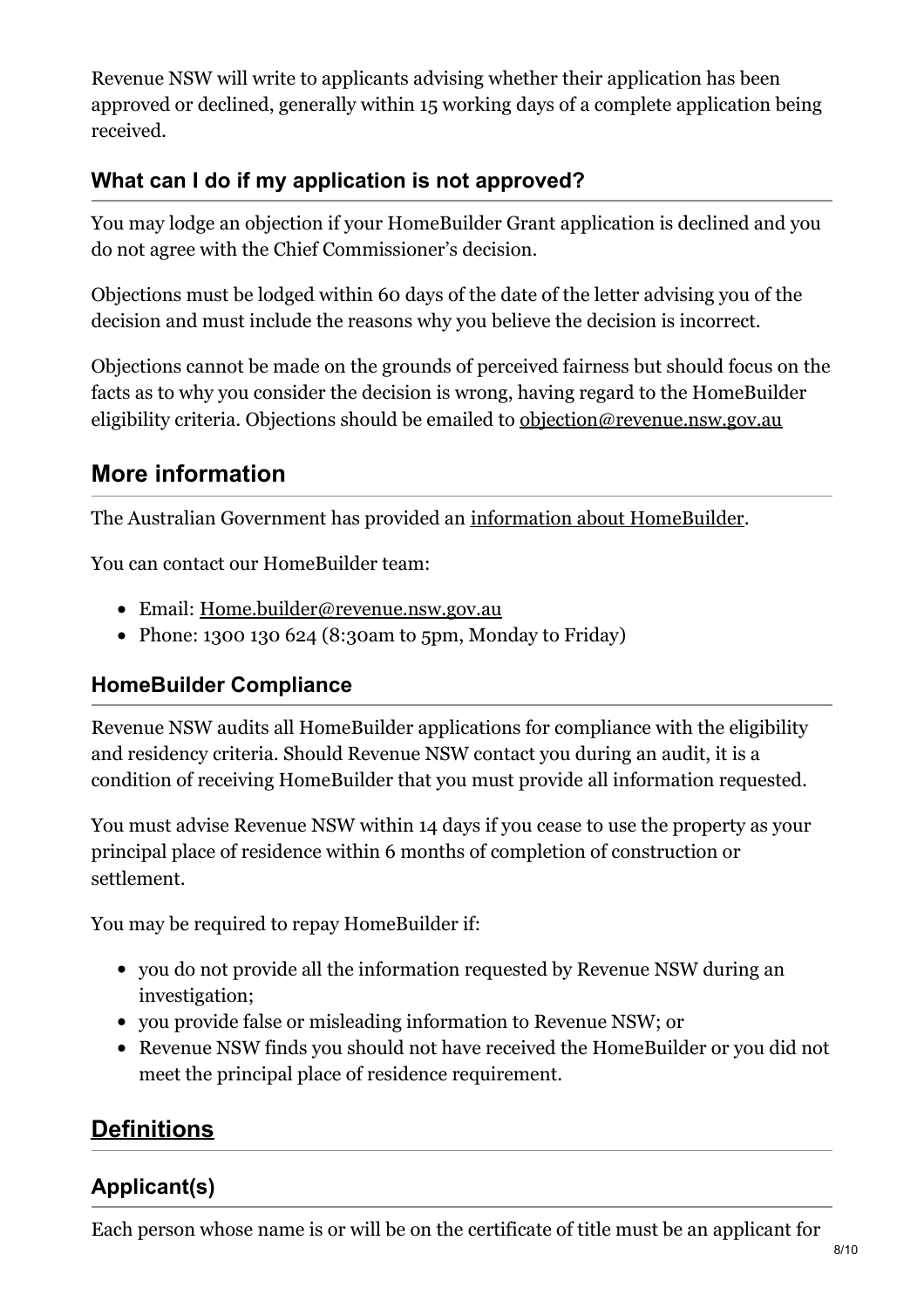Revenue NSW will write to applicants advising whether their application has been approved or declined, generally within 15 working days of a complete application being received.

### What can I do if my application is not approved?

You may lodge an objection if your HomeBuilder Grant application is declined and you do not agree with the Chief Commissioner's decision.

Objections must be lodged within 60 days of the date of the letter advising you of the decision and must include the reasons why you believe the decision is incorrect.

Objections cannot be made on the grounds of perceived fairness but should focus on the facts as to why you consider the decision is wrong, having regard to the HomeBuilder eligibility criteria. Objections should be emailed to objection@revenue.nsw.gov.au

## More information

The Australian Government has provided an information about HomeBuilder.

You can contact our HomeBuilder team:

- Email: Home.builder@revenue.nsw.gov.au
- Phone: 1300 130 624 (8:30am to 5pm, Monday to Friday)

### HomeBuilder Compliance

Revenue NSW audits all HomeBuilder applications for compliance with the eligibility and residency criteria. Should Revenue NSW contact you during an audit, it is a condition of receiving HomeBuilder that you must provide all information requested.

You must advise Revenue NSW within 14 days if you cease to use the property as your principal place of residence within 6 months of completion of construction or settlement.

You may be required to repay HomeBuilder if:

- you do not provide all the information requested by Revenue NSW during an investigation;
- you provide false or misleading information to Revenue NSW; or
- Revenue NSW finds you should not have received the HomeBuilder or you did not meet the principal place of residence requirement.

## Definitions

### Applicant(s)

Each person whose name is or will be on the certificate of title must be an applicant for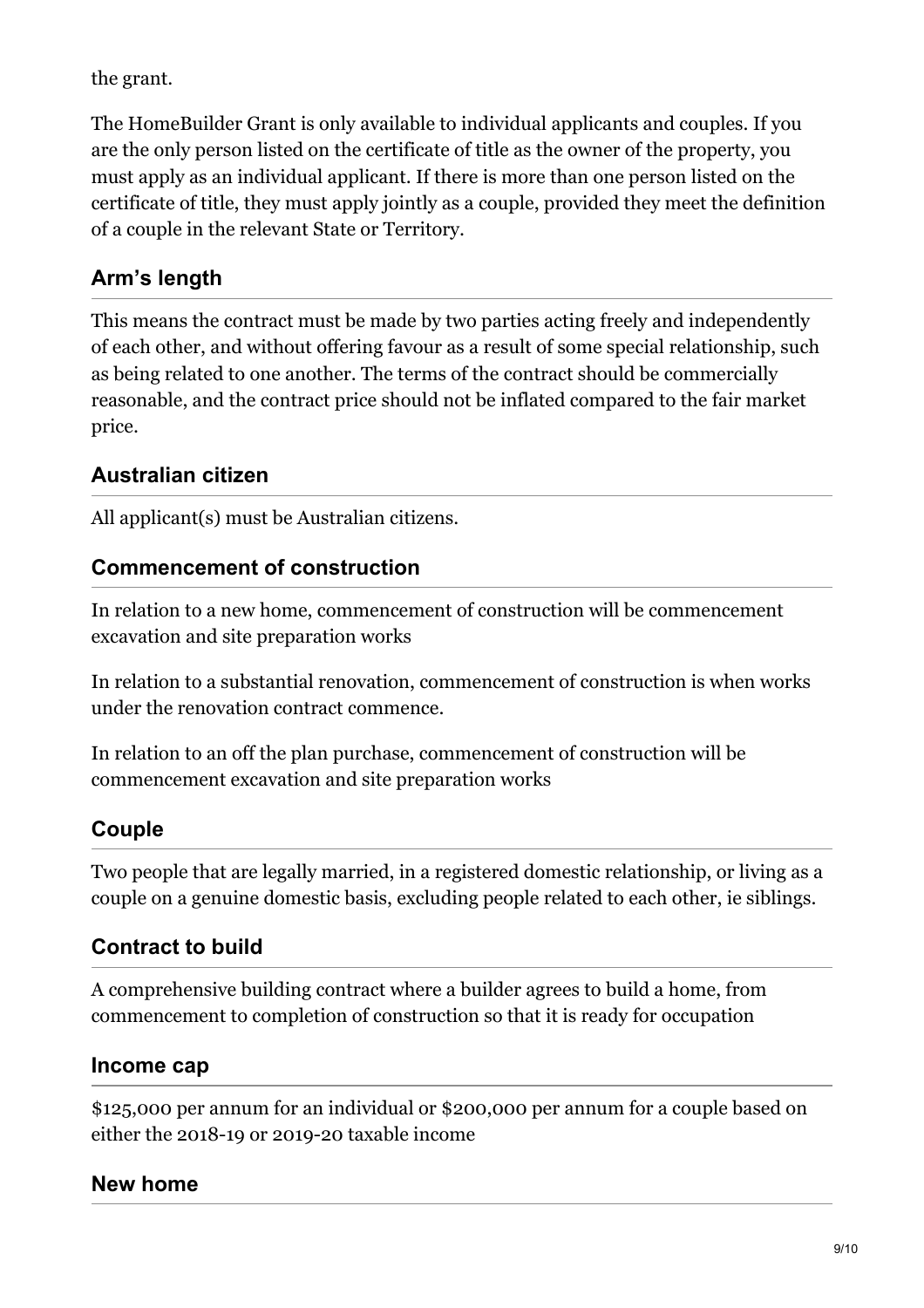the grant.

The HomeBuilder Grant is only available to individual applicants and couples. If you are the only person listed on the certificate of title as the owner of the property, you must apply as an individual applicant. If there is more than one person listed on the certificate of title, they must apply jointly as a couple, provided they meet the definition of a couple in the relevant State or Territory.

### Arm's length

This means the contract must be made by two parties acting freely and independently of each other, and without offering favour as a result of some special relationship, such as being related to one another. The terms of the contract should be commercially reasonable, and the contract price should not be inflated compared to the fair market price.

### Australian citizen

All applicant(s) must be Australian citizens.

### Commencement of construction

In relation to a new home, commencement of construction will be commencement excavation and site preparation works

In relation to a substantial renovation, commencement of construction is when works under the renovation contract commence.

In relation to an off the plan purchase, commencement of construction will be commencement excavation and site preparation works

### Couple

Two people that are legally married, in a registered domestic relationship, or living as a couple on a genuine domestic basis, excluding people related to each other, ie siblings.

### Contract to build

A comprehensive building contract where a builder agrees to build a home, from commencement to completion of construction so that it is ready for occupation

### Income cap

$125,000 per annum for an individual or $200,000 per annum for a couple based on either the 2018-19 or 2019-20 taxable income

### New home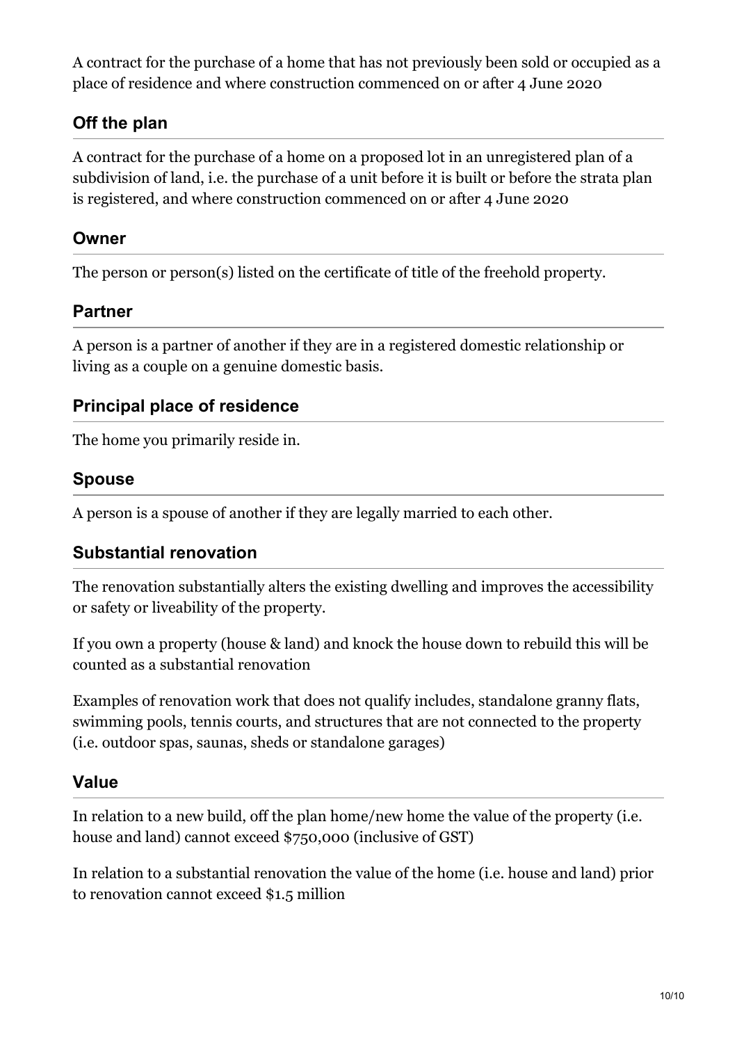A contract for the purchase of a home that has not previously been sold or occupied as a place of residence and where construction commenced on or after 4 June 2020

### Off the plan

A contract for the purchase of a home on a proposed lot in an unregistered plan of a subdivision of land, i.e. the purchase of a unit before it is built or before the strata plan is registered, and where construction commenced on or after 4 June 2020

### Owner

The person or person(s) listed on the certificate of title of the freehold property.

### Partner

A person is a partner of another if they are in a registered domestic relationship or living as a couple on a genuine domestic basis.

### Principal place of residence

The home you primarily reside in.

### Spouse

A person is a spouse of another if they are legally married to each other.

### Substantial renovation

The renovation substantially alters the existing dwelling and improves the accessibility or safety or liveability of the property.

If you own a property (house & land) and knock the house down to rebuild this will be counted as a substantial renovation

Examples of renovation work that does not qualify includes, standalone granny flats, swimming pools, tennis courts, and structures that are not connected to the property (i.e. outdoor spas, saunas, sheds or standalone garages)

### Value

In relation to a new build, off the plan home/new home the value of the property (i.e. house and land) cannot exceed $750,000 (inclusive of GST)

In relation to a substantial renovation the value of the home (i.e. house and land) prior to renovation cannot exceed $1.5 million